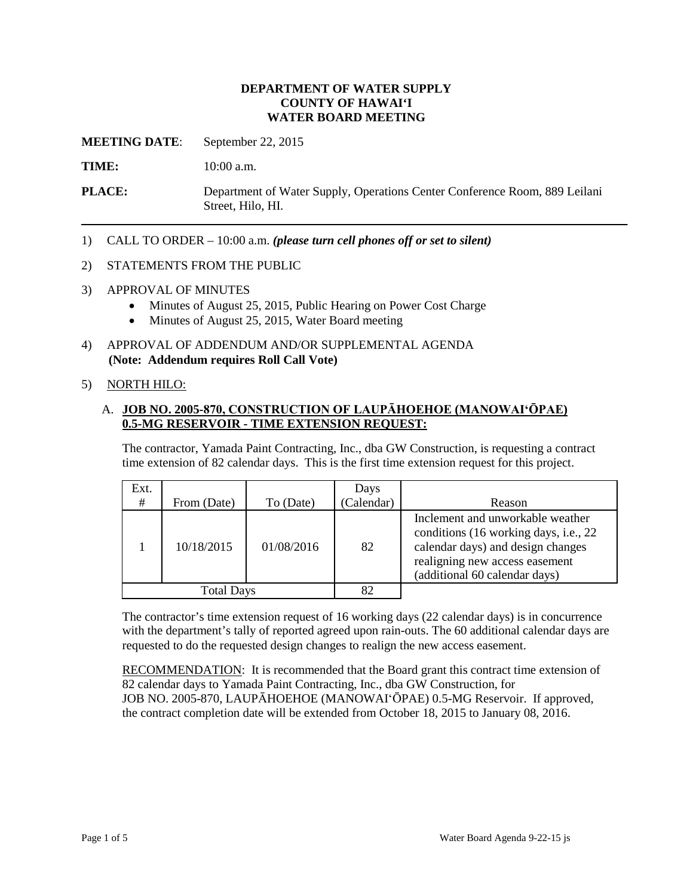**DEPARTMENT OF WATER SUPPLY**
**COUNTY OF HAWAIʻI**
**WATER BOARD MEETING**

**MEETING DATE**: September 22, 2015

**TIME:** 10:00 a.m.

**PLACE:** Department of Water Supply, Operations Center Conference Room, 889 Leilani Street, Hilo, HI.

---

1) CALL TO ORDER – 10:00 a.m. ***(please turn cell phones off or set to silent)***

2) STATEMENTS FROM THE PUBLIC

3) APPROVAL OF MINUTES
   - Minutes of August 25, 2015, Public Hearing on Power Cost Charge
   - Minutes of August 25, 2015, Water Board meeting

4) APPROVAL OF ADDENDUM AND/OR SUPPLEMENTAL AGENDA
   **(Note: Addendum requires Roll Call Vote)**

5) NORTH HILO:

   A. **JOB NO. 2005-870, CONSTRUCTION OF LAUPĀHOEHOE (MANOWAIʻŌPAE) 0.5-MG RESERVOIR - TIME EXTENSION REQUEST:**

   The contractor, Yamada Paint Contracting, Inc., dba GW Construction, is requesting a contract time extension of 82 calendar days. This is the first time extension request for this project.

| Ext. # | From (Date) | To (Date) | Days (Calendar) | Reason |
|---|---|---|---|---|
| 1 | 10/18/2015 | 01/08/2016 | 82 | Inclement and unworkable weather conditions (16 working days, i.e., 22 calendar days) and design changes realigning new access easement (additional 60 calendar days) |
| Total Days | | | 82 | |

   The contractor's time extension request of 16 working days (22 calendar days) is in concurrence with the department's tally of reported agreed upon rain-outs. The 60 additional calendar days are requested to do the requested design changes to realign the new access easement.

   RECOMMENDATION: It is recommended that the Board grant this contract time extension of 82 calendar days to Yamada Paint Contracting, Inc., dba GW Construction, for JOB NO. 2005-870, LAUPĀHOEHOE (MANOWAIʻŌPAE) 0.5-MG Reservoir. If approved, the contract completion date will be extended from October 18, 2015 to January 08, 2016.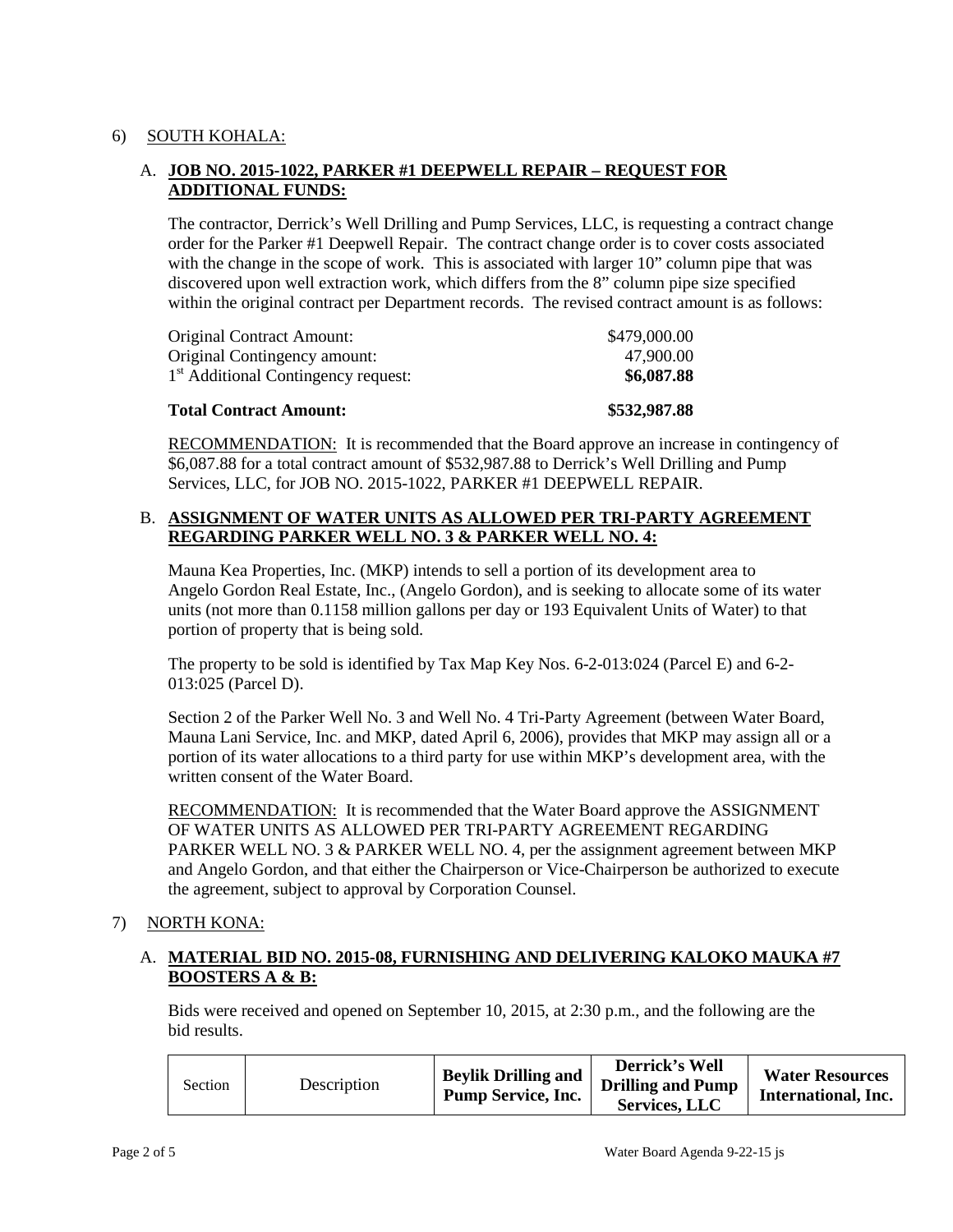6) <u>SOUTH KOHALA:</u>

A. **JOB NO. 2015-1022, PARKER #1 DEEPWELL REPAIR – REQUEST FOR ADDITIONAL FUNDS:**

The contractor, Derrick's Well Drilling and Pump Services, LLC, is requesting a contract change order for the Parker #1 Deepwell Repair. The contract change order is to cover costs associated with the change in the scope of work. This is associated with larger 10" column pipe that was discovered upon well extraction work, which differs from the 8" column pipe size specified within the original contract per Department records. The revised contract amount is as follows:

| | |
|---|---|
| Original Contract Amount: | \$479,000.00 |
| Original Contingency amount: | 47,900.00 |
| 1st Additional Contingency request: | **\$6,087.88** |
| **Total Contract Amount:** | **\$532,987.88** |

<u>RECOMMENDATION:</u> It is recommended that the Board approve an increase in contingency of \$6,087.88 for a total contract amount of \$532,987.88 to Derrick's Well Drilling and Pump Services, LLC, for JOB NO. 2015-1022, PARKER #1 DEEPWELL REPAIR.

B. **ASSIGNMENT OF WATER UNITS AS ALLOWED PER TRI-PARTY AGREEMENT REGARDING PARKER WELL NO. 3 & PARKER WELL NO. 4:**

Mauna Kea Properties, Inc. (MKP) intends to sell a portion of its development area to Angelo Gordon Real Estate, Inc., (Angelo Gordon), and is seeking to allocate some of its water units (not more than 0.1158 million gallons per day or 193 Equivalent Units of Water) to that portion of property that is being sold.

The property to be sold is identified by Tax Map Key Nos. 6-2-013:024 (Parcel E) and 6-2-013:025 (Parcel D).

Section 2 of the Parker Well No. 3 and Well No. 4 Tri-Party Agreement (between Water Board, Mauna Lani Service, Inc. and MKP, dated April 6, 2006), provides that MKP may assign all or a portion of its water allocations to a third party for use within MKP's development area, with the written consent of the Water Board.

<u>RECOMMENDATION:</u> It is recommended that the Water Board approve the ASSIGNMENT OF WATER UNITS AS ALLOWED PER TRI-PARTY AGREEMENT REGARDING PARKER WELL NO. 3 & PARKER WELL NO. 4, per the assignment agreement between MKP and Angelo Gordon, and that either the Chairperson or Vice-Chairperson be authorized to execute the agreement, subject to approval by Corporation Counsel.

7) <u>NORTH KONA:</u>

A. **MATERIAL BID NO. 2015-08, FURNISHING AND DELIVERING KALOKO MAUKA #7 BOOSTERS A & B:**

Bids were received and opened on September 10, 2015, at 2:30 p.m., and the following are the bid results.

| Section | Description | **Beylik Drilling and Pump Service, Inc.** | **Derrick's Well Drilling and Pump Services, LLC** | **Water Resources International, Inc.** |
|---|---|---|---|---|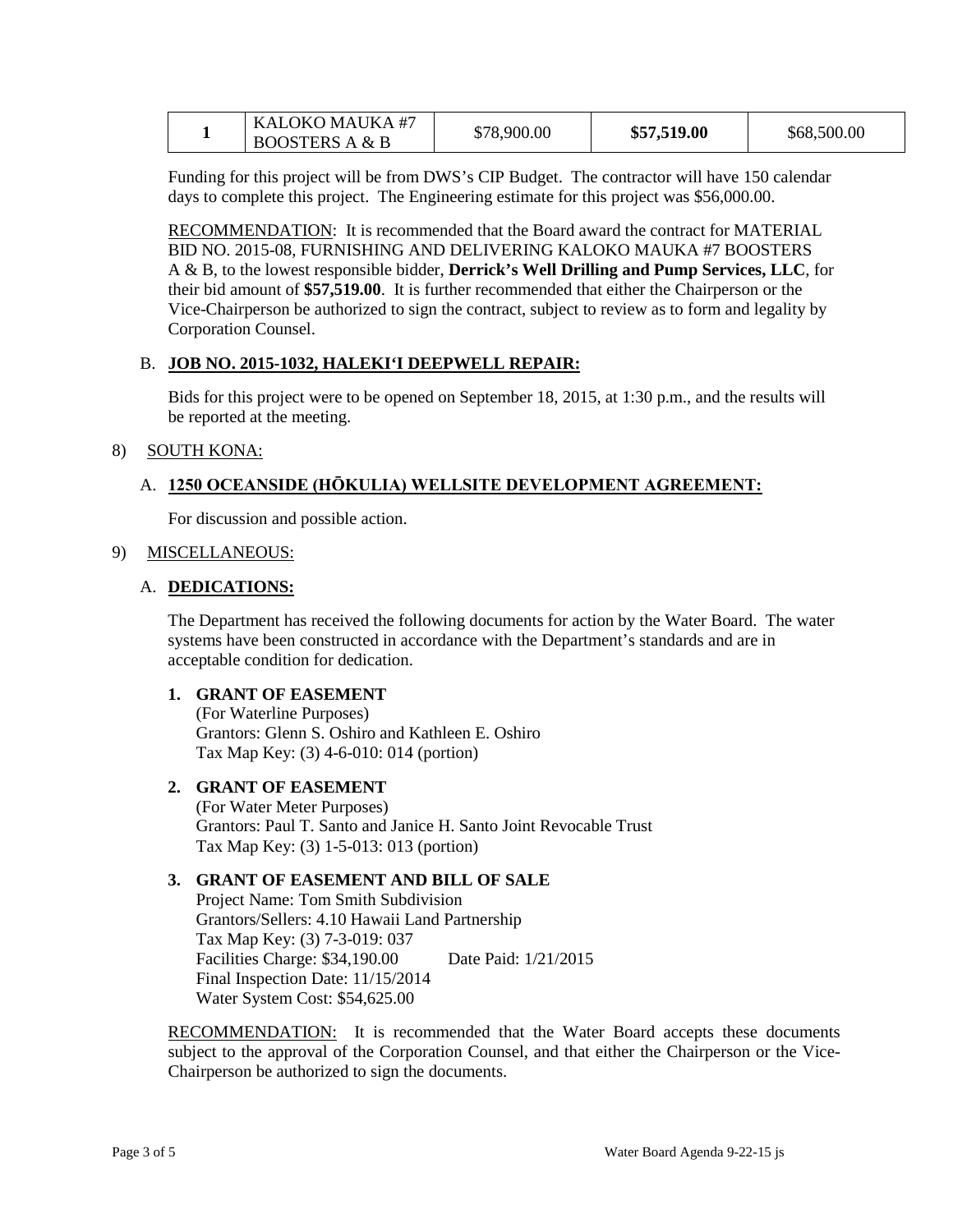| 1 | KALOKO MAUKA #7 BOOSTERS A & B | $78,900.00 | **$57,519.00** | $68,500.00 |
|---|---|---|---|---|

Funding for this project will be from DWS's CIP Budget. The contractor will have 150 calendar days to complete this project. The Engineering estimate for this project was $56,000.00.

RECOMMENDATION: It is recommended that the Board award the contract for MATERIAL BID NO. 2015-08, FURNISHING AND DELIVERING KALOKO MAUKA #7 BOOSTERS A & B, to the lowest responsible bidder, **Derrick's Well Drilling and Pump Services, LLC**, for their bid amount of **$57,519.00**. It is further recommended that either the Chairperson or the Vice-Chairperson be authorized to sign the contract, subject to review as to form and legality by Corporation Counsel.

B. **JOB NO. 2015-1032, HALEKIʻI DEEPWELL REPAIR:**

Bids for this project were to be opened on September 18, 2015, at 1:30 p.m., and the results will be reported at the meeting.

8) SOUTH KONA:

A. **1250 OCEANSIDE (HŌKULIA) WELLSITE DEVELOPMENT AGREEMENT:**

For discussion and possible action.

9) MISCELLANEOUS:

A. **DEDICATIONS:**

The Department has received the following documents for action by the Water Board. The water systems have been constructed in accordance with the Department's standards and are in acceptable condition for dedication.

**1. GRANT OF EASEMENT**
(For Waterline Purposes)
Grantors: Glenn S. Oshiro and Kathleen E. Oshiro
Tax Map Key: (3) 4-6-010: 014 (portion)

**2. GRANT OF EASEMENT**
(For Water Meter Purposes)
Grantors: Paul T. Santo and Janice H. Santo Joint Revocable Trust
Tax Map Key: (3) 1-5-013: 013 (portion)

**3. GRANT OF EASEMENT AND BILL OF SALE**
Project Name: Tom Smith Subdivision
Grantors/Sellers: 4.10 Hawaii Land Partnership
Tax Map Key: (3) 7-3-019: 037
Facilities Charge: $34,190.00 Date Paid: 1/21/2015
Final Inspection Date: 11/15/2014
Water System Cost: $54,625.00

RECOMMENDATION: It is recommended that the Water Board accepts these documents subject to the approval of the Corporation Counsel, and that either the Chairperson or the Vice-Chairperson be authorized to sign the documents.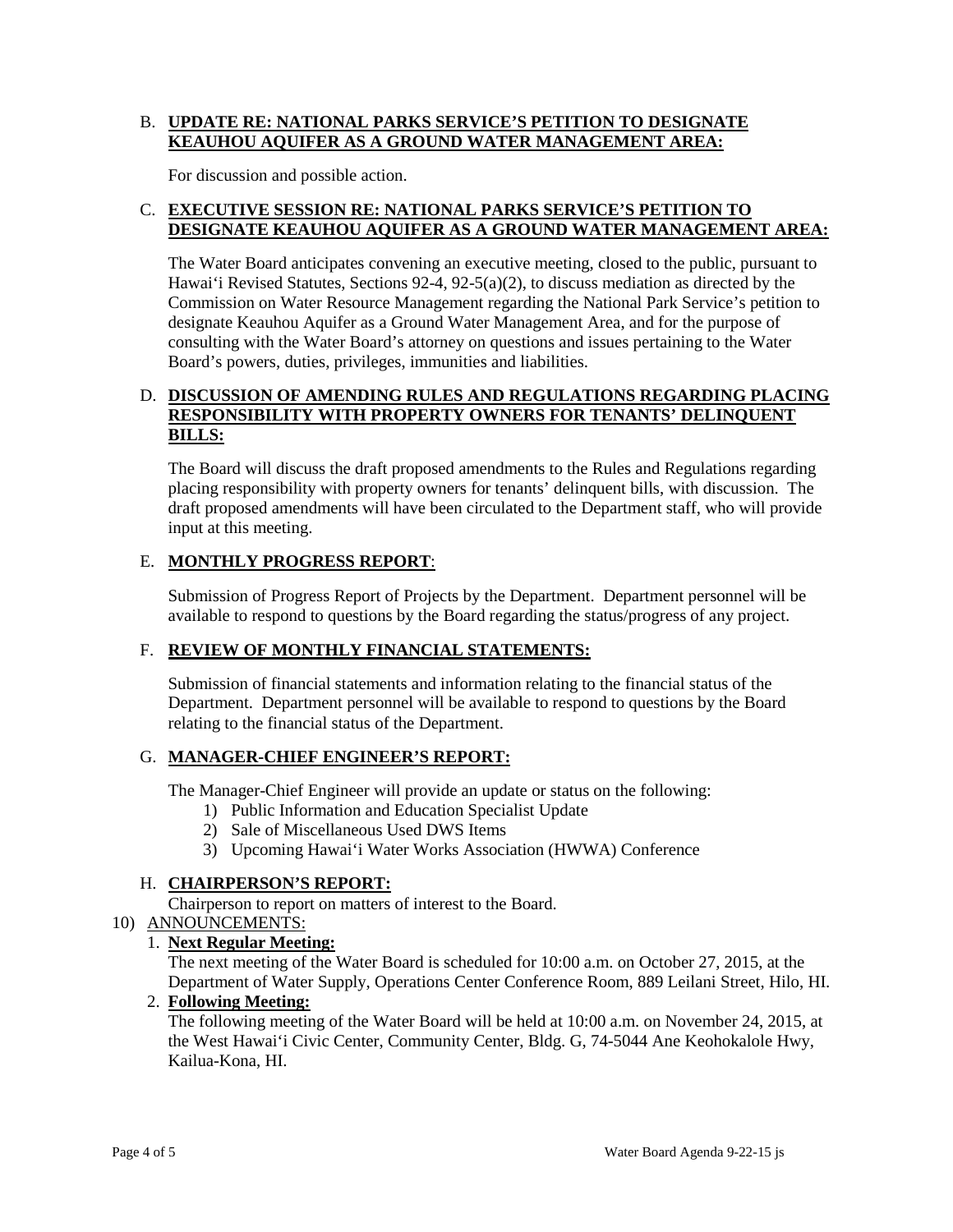B. **UPDATE RE: NATIONAL PARKS SERVICE'S PETITION TO DESIGNATE KEAUHOU AQUIFER AS A GROUND WATER MANAGEMENT AREA:**

For discussion and possible action.

C. **EXECUTIVE SESSION RE: NATIONAL PARKS SERVICE'S PETITION TO DESIGNATE KEAUHOU AQUIFER AS A GROUND WATER MANAGEMENT AREA:**

The Water Board anticipates convening an executive meeting, closed to the public, pursuant to Hawai'i Revised Statutes, Sections 92-4, 92-5(a)(2), to discuss mediation as directed by the Commission on Water Resource Management regarding the National Park Service's petition to designate Keauhou Aquifer as a Ground Water Management Area, and for the purpose of consulting with the Water Board's attorney on questions and issues pertaining to the Water Board's powers, duties, privileges, immunities and liabilities.

D. **DISCUSSION OF AMENDING RULES AND REGULATIONS REGARDING PLACING RESPONSIBILITY WITH PROPERTY OWNERS FOR TENANTS' DELINQUENT BILLS:**

The Board will discuss the draft proposed amendments to the Rules and Regulations regarding placing responsibility with property owners for tenants' delinquent bills, with discussion. The draft proposed amendments will have been circulated to the Department staff, who will provide input at this meeting.

E. **MONTHLY PROGRESS REPORT**:

Submission of Progress Report of Projects by the Department. Department personnel will be available to respond to questions by the Board regarding the status/progress of any project.

F. **REVIEW OF MONTHLY FINANCIAL STATEMENTS:**

Submission of financial statements and information relating to the financial status of the Department. Department personnel will be available to respond to questions by the Board relating to the financial status of the Department.

G. **MANAGER-CHIEF ENGINEER'S REPORT:**

The Manager-Chief Engineer will provide an update or status on the following:

1) Public Information and Education Specialist Update
2) Sale of Miscellaneous Used DWS Items
3) Upcoming Hawai'i Water Works Association (HWWA) Conference

H. **CHAIRPERSON'S REPORT:**

Chairperson to report on matters of interest to the Board.

10) ANNOUNCEMENTS:

1. **Next Regular Meeting:**
The next meeting of the Water Board is scheduled for 10:00 a.m. on October 27, 2015, at the Department of Water Supply, Operations Center Conference Room, 889 Leilani Street, Hilo, HI.

2. **Following Meeting:**
The following meeting of the Water Board will be held at 10:00 a.m. on November 24, 2015, at the West Hawai'i Civic Center, Community Center, Bldg. G, 74-5044 Ane Keohokalole Hwy, Kailua-Kona, HI.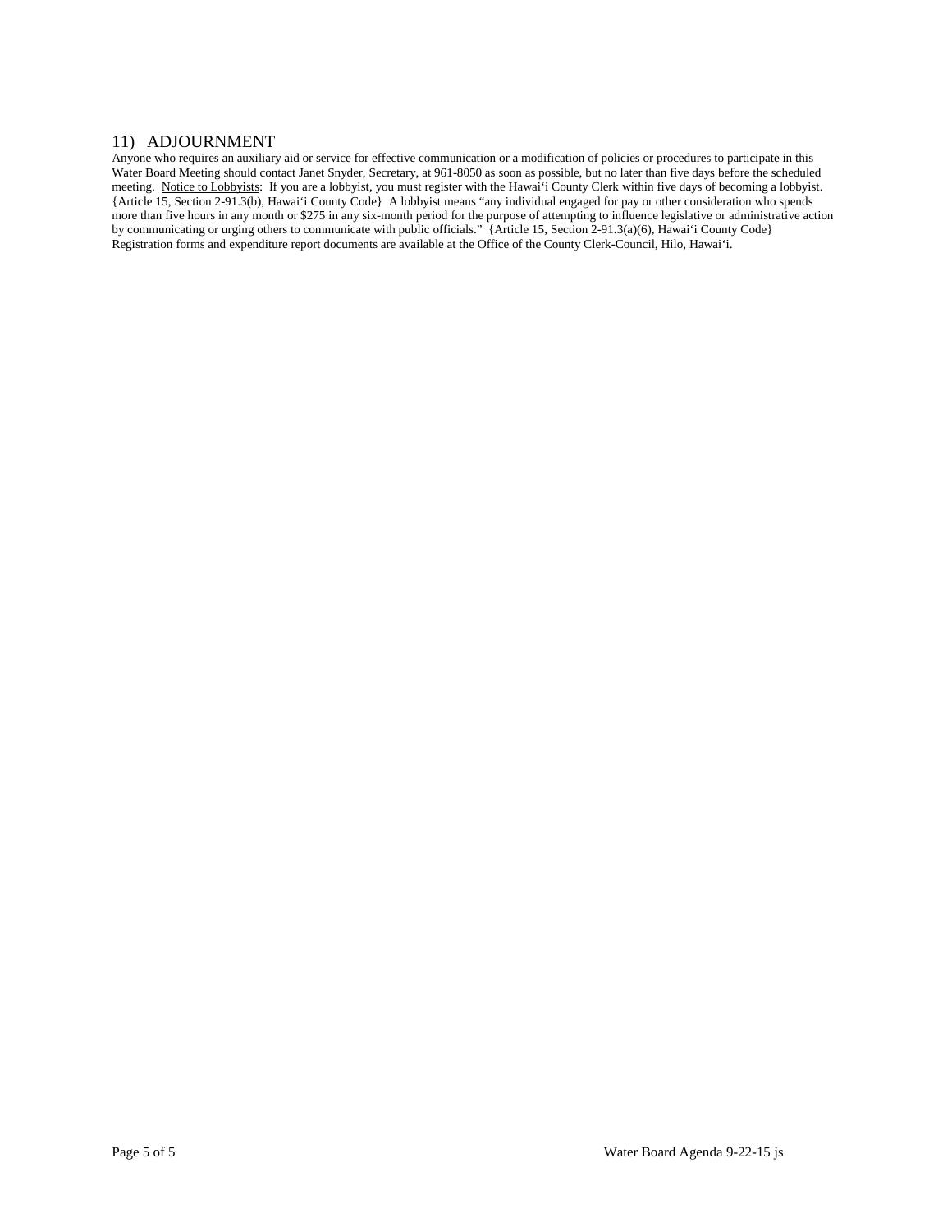## 11) <u>ADJOURNMENT</u>

Anyone who requires an auxiliary aid or service for effective communication or a modification of policies or procedures to participate in this Water Board Meeting should contact Janet Snyder, Secretary, at 961-8050 as soon as possible, but no later than five days before the scheduled meeting. <u>Notice to Lobbyists</u>: If you are a lobbyist, you must register with the Hawai'i County Clerk within five days of becoming a lobbyist. {Article 15, Section 2-91.3(b), Hawai'i County Code} A lobbyist means "any individual engaged for pay or other consideration who spends more than five hours in any month or $275 in any six-month period for the purpose of attempting to influence legislative or administrative action by communicating or urging others to communicate with public officials." {Article 15, Section 2-91.3(a)(6), Hawai'i County Code} Registration forms and expenditure report documents are available at the Office of the County Clerk-Council, Hilo, Hawai'i.